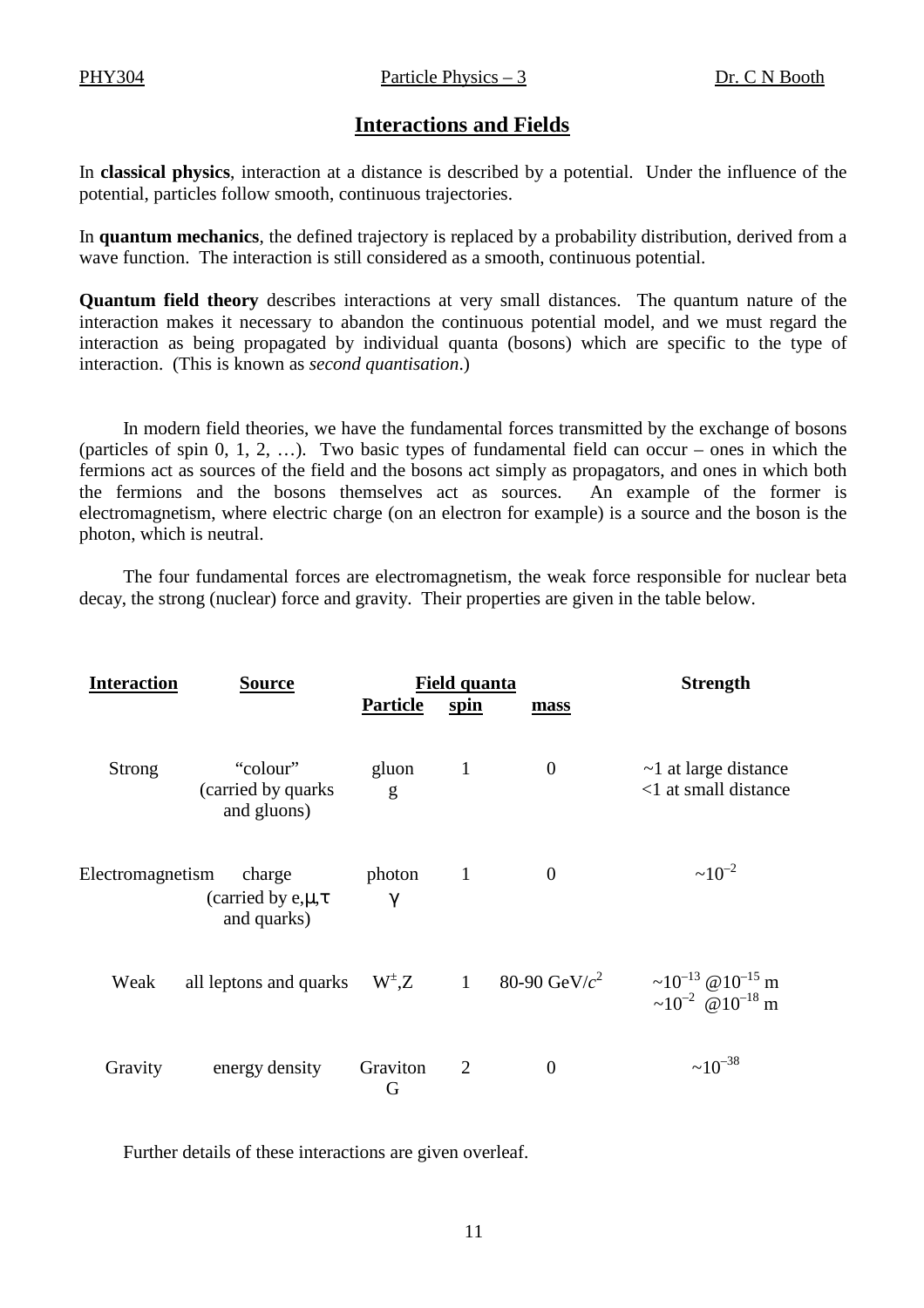# Interactions and Fields

In **classical physics**, interaction at a distance is described by a potential. Under the influence of the potential, particles follow smooth, continuous trajectories.

In **quantum mechanics**, the defined trajectory is replaced by a probability distribution, derived from a wave function. The interaction is still considered as a smooth, continuous potential.

**Quantum field theory** describes interactions at very small distances. The quantum nature of the interaction makes it necessary to abandon the continuous potential model, and we must regard the interaction as being propagated by individual quanta (bosons) which are specific to the type of interaction. (This is known as *second quantisation*.)

In modern field theories, we have the fundamental forces transmitted by the exchange of bosons (particles of spin 0, 1, 2, …). Two basic types of fundamental field can occur – ones in which the fermions act as sources of the field and the bosons act simply as propagators, and ones in which both the fermions and the bosons themselves act as sources. An example of the former is electromagnetism, where electric charge (on an electron for example) is a source and the boson is the photon, which is neutral.

The four fundamental forces are electromagnetism, the weak force responsible for nuclear beta decay, the strong (nuclear) force and gravity. Their properties are given in the table below.

| Interaction | Source | Field quanta | | | Strength |
|---|---|---|---|---|---|
| | | Particle | spin | mass | |
| Strong | "colour" (carried by quarks and gluons) | gluon g | 1 | 0 | ~1 at large distance <br> <1 at small distance |
| Electromagnetism | charge (carried by e, $\mu$, $\tau$ and quarks) | photon $\gamma$ | 1 | 0 | $\sim 10^{-2}$ |
| Weak | all leptons and quarks | $W^{\pm}$, Z | 1 | 80-90 GeV/$c^2$ | $\sim 10^{-13}$ @ $10^{-15}$ m <br> $\sim 10^{-2}$ @ $10^{-18}$ m |
| Gravity | energy density | Graviton G | 2 | 0 | $\sim 10^{-38}$ |

Further details of these interactions are given overleaf.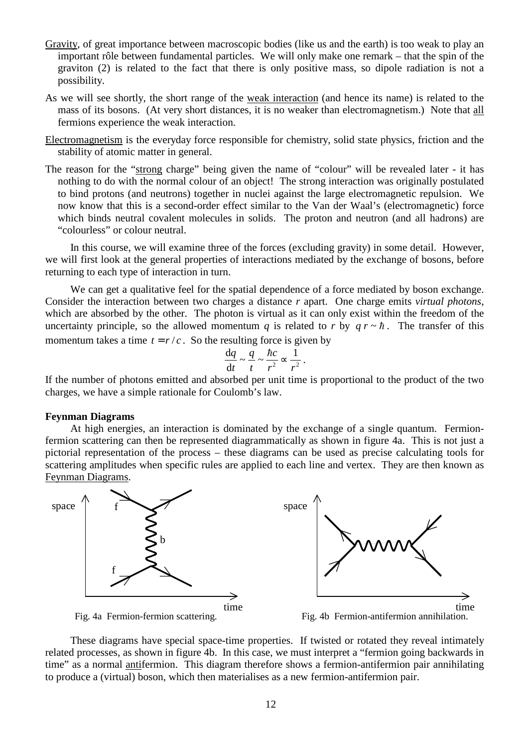Gravity, of great importance between macroscopic bodies (like us and the earth) is too weak to play an important rôle between fundamental particles. We will only make one remark – that the spin of the graviton (2) is related to the fact that there is only positive mass, so dipole radiation is not a possibility.

As we will see shortly, the short range of the weak interaction (and hence its name) is related to the mass of its bosons. (At very short distances, it is no weaker than electromagnetism.) Note that all fermions experience the weak interaction.

Electromagnetism is the everyday force responsible for chemistry, solid state physics, friction and the stability of atomic matter in general.

The reason for the "strong charge" being given the name of "colour" will be revealed later - it has nothing to do with the normal colour of an object! The strong interaction was originally postulated to bind protons (and neutrons) together in nuclei against the large electromagnetic repulsion. We now know that this is a second-order effect similar to the Van der Waal's (electromagnetic) force which binds neutral covalent molecules in solids. The proton and neutron (and all hadrons) are "colourless" or colour neutral.

In this course, we will examine three of the forces (excluding gravity) in some detail. However, we will first look at the general properties of interactions mediated by the exchange of bosons, before returning to each type of interaction in turn.

We can get a qualitative feel for the spatial dependence of a force mediated by boson exchange. Consider the interaction between two charges a distance $r$ apart. One charge emits *virtual photons*, which are absorbed by the other. The photon is virtual as it can only exist within the freedom of the uncertainty principle, so the allowed momentum $q$ is related to $r$ by $q\,r \sim \hbar$. The transfer of this momentum takes a time $t = r/c$. So the resulting force is given by

$$\frac{\mathrm{d}q}{\mathrm{d}t} \sim \frac{q}{t} \sim \frac{\hbar c}{r^2} \propto \frac{1}{r^2}\,.$$

If the number of photons emitted and absorbed per unit time is proportional to the product of the two charges, we have a simple rationale for Coulomb's law.

**Feynman Diagrams**

At high energies, an interaction is dominated by the exchange of a single quantum. Fermion-fermion scattering can then be represented diagrammatically as shown in figure 4a. This is not just a pictorial representation of the process – these diagrams can be used as precise calculating tools for scattering amplitudes when specific rules are applied to each line and vertex. They are then known as Feynman Diagrams.

space
f
b
f
time

Fig. 4a Fermion-fermion scattering.

space
time

Fig. 4b Fermion-antifermion annihilation.

These diagrams have special space-time properties. If twisted or rotated they reveal intimately related processes, as shown in figure 4b. In this case, we must interpret a "fermion going backwards in time" as a normal antifermion. This diagram therefore shows a fermion-antifermion pair annihilating to produce a (virtual) boson, which then materialises as a new fermion-antifermion pair.